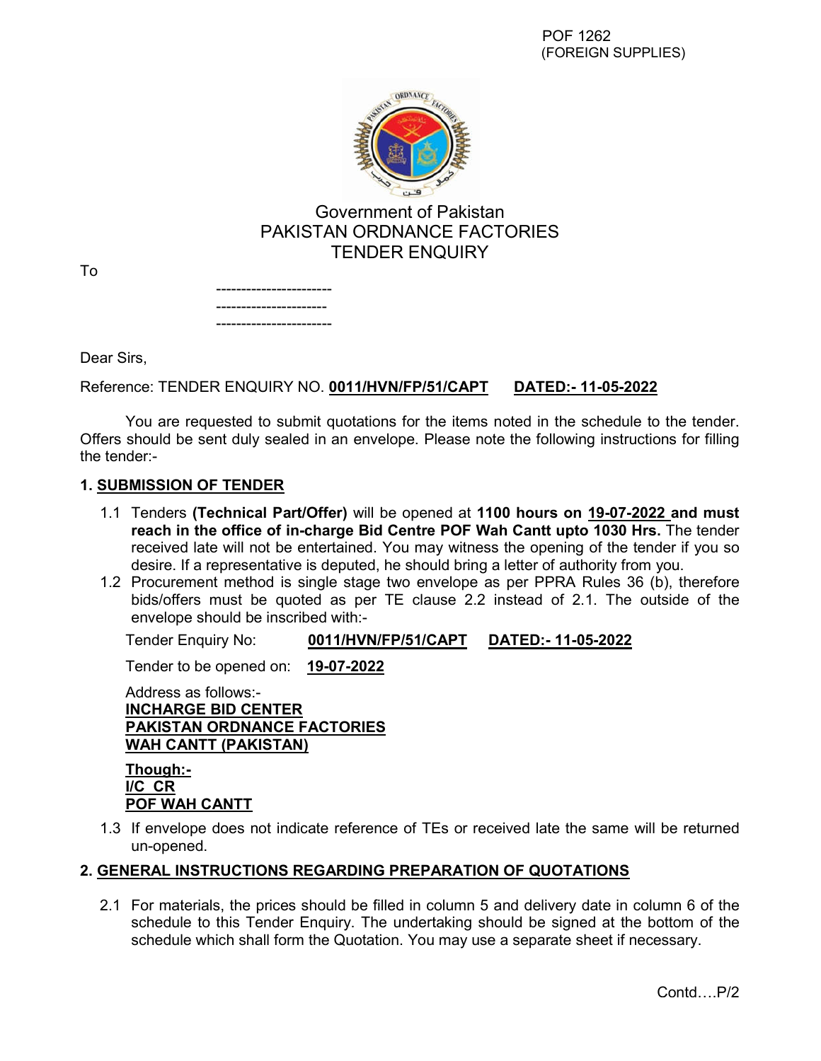POF 1262
(FOREIGN SUPPLIES)

Government of Pakistan
PAKISTAN ORDNANCE FACTORIES
TENDER ENQUIRY

To

-----------------------
----------------------
-----------------------

Dear Sirs,

Reference: TENDER ENQUIRY NO. **0011/HVN/FP/51/CAPT** **DATED:- 11-05-2022**

You are requested to submit quotations for the items noted in the schedule to the tender. Offers should be sent duly sealed in an envelope. Please note the following instructions for filling the tender:-

## 1. SUBMISSION OF TENDER

1.1 Tenders **(Technical Part/Offer)** will be opened at **1100 hours on 19-07-2022 and must reach in the office of in-charge Bid Centre POF Wah Cantt upto 1030 Hrs.** The tender received late will not be entertained. You may witness the opening of the tender if you so desire. If a representative is deputed, he should bring a letter of authority from you.

1.2 Procurement method is single stage two envelope as per PPRA Rules 36 (b), therefore bids/offers must be quoted as per TE clause 2.2 instead of 2.1. The outside of the envelope should be inscribed with:-

Tender Enquiry No: **0011/HVN/FP/51/CAPT** **DATED:- 11-05-2022**

Tender to be opened on: **19-07-2022**

Address as follows:-
**INCHARGE BID CENTER**
**PAKISTAN ORDNANCE FACTORIES**
**WAH CANTT (PAKISTAN)**

**Though:-**
**I/C CR**
**POF WAH CANTT**

1.3 If envelope does not indicate reference of TEs or received late the same will be returned un-opened.

## 2. GENERAL INSTRUCTIONS REGARDING PREPARATION OF QUOTATIONS

2.1 For materials, the prices should be filled in column 5 and delivery date in column 6 of the schedule to this Tender Enquiry. The undertaking should be signed at the bottom of the schedule which shall form the Quotation. You may use a separate sheet if necessary.

Contd….P/2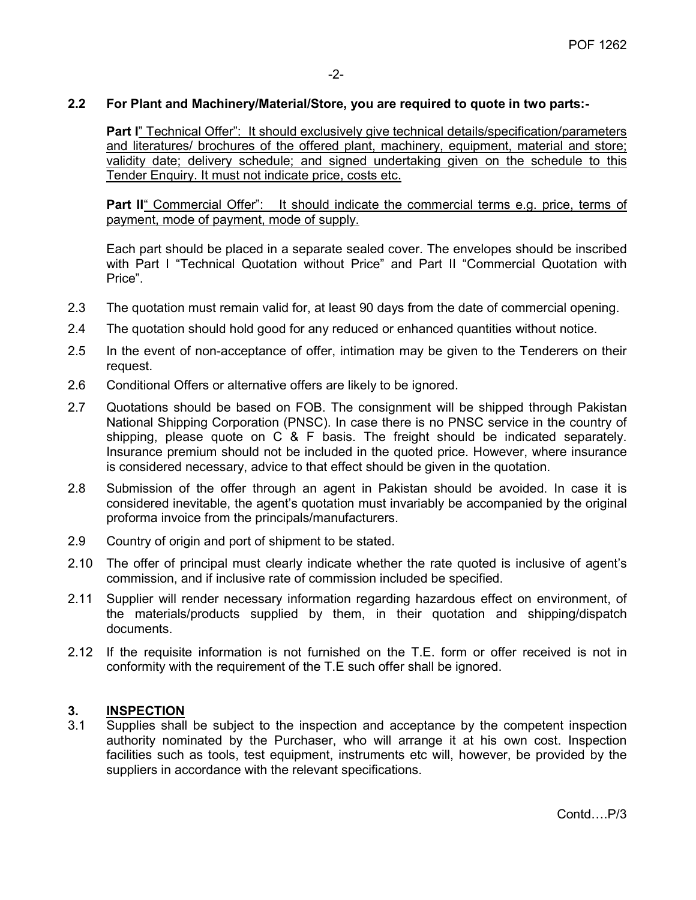**2.2 For Plant and Machinery/Material/Store, you are required to quote in two parts:-**

**Part I**" Technical Offer": It should exclusively give technical details/specification/parameters and literatures/ brochures of the offered plant, machinery, equipment, material and store; validity date; delivery schedule; and signed undertaking given on the schedule to this Tender Enquiry. It must not indicate price, costs etc.

**Part II**" Commercial Offer": It should indicate the commercial terms e.g. price, terms of payment, mode of payment, mode of supply.

Each part should be placed in a separate sealed cover. The envelopes should be inscribed with Part I "Technical Quotation without Price" and Part II "Commercial Quotation with Price".

2.3 The quotation must remain valid for, at least 90 days from the date of commercial opening.

2.4 The quotation should hold good for any reduced or enhanced quantities without notice.

2.5 In the event of non-acceptance of offer, intimation may be given to the Tenderers on their request.

2.6 Conditional Offers or alternative offers are likely to be ignored.

2.7 Quotations should be based on FOB. The consignment will be shipped through Pakistan National Shipping Corporation (PNSC). In case there is no PNSC service in the country of shipping, please quote on C & F basis. The freight should be indicated separately. Insurance premium should not be included in the quoted price. However, where insurance is considered necessary, advice to that effect should be given in the quotation.

2.8 Submission of the offer through an agent in Pakistan should be avoided. In case it is considered inevitable, the agent's quotation must invariably be accompanied by the original proforma invoice from the principals/manufacturers.

2.9 Country of origin and port of shipment to be stated.

2.10 The offer of principal must clearly indicate whether the rate quoted is inclusive of agent's commission, and if inclusive rate of commission included be specified.

2.11 Supplier will render necessary information regarding hazardous effect on environment, of the materials/products supplied by them, in their quotation and shipping/dispatch documents.

2.12 If the requisite information is not furnished on the T.E. form or offer received is not in conformity with the requirement of the T.E such offer shall be ignored.

## 3. INSPECTION

3.1 Supplies shall be subject to the inspection and acceptance by the competent inspection authority nominated by the Purchaser, who will arrange it at his own cost. Inspection facilities such as tools, test equipment, instruments etc will, however, be provided by the suppliers in accordance with the relevant specifications.

Contd….P/3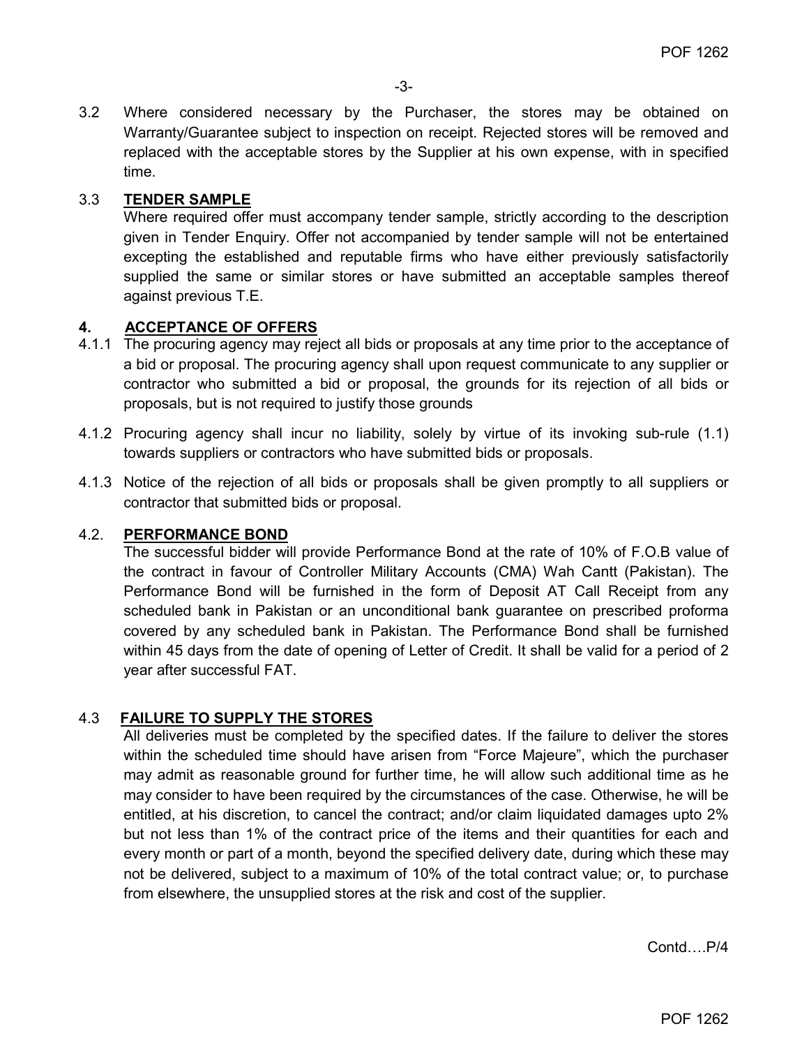3.2 Where considered necessary by the Purchaser, the stores may be obtained on Warranty/Guarantee subject to inspection on receipt. Rejected stores will be removed and replaced with the acceptable stores by the Supplier at his own expense, with in specified time.

3.3 **TENDER SAMPLE**

Where required offer must accompany tender sample, strictly according to the description given in Tender Enquiry. Offer not accompanied by tender sample will not be entertained excepting the established and reputable firms who have either previously satisfactorily supplied the same or similar stores or have submitted an acceptable samples thereof against previous T.E.

## 4. ACCEPTANCE OF OFFERS

4.1.1 The procuring agency may reject all bids or proposals at any time prior to the acceptance of a bid or proposal. The procuring agency shall upon request communicate to any supplier or contractor who submitted a bid or proposal, the grounds for its rejection of all bids or proposals, but is not required to justify those grounds

4.1.2 Procuring agency shall incur no liability, solely by virtue of its invoking sub-rule (1.1) towards suppliers or contractors who have submitted bids or proposals.

4.1.3 Notice of the rejection of all bids or proposals shall be given promptly to all suppliers or contractor that submitted bids or proposal.

4.2. **PERFORMANCE BOND**

The successful bidder will provide Performance Bond at the rate of 10% of F.O.B value of the contract in favour of Controller Military Accounts (CMA) Wah Cantt (Pakistan). The Performance Bond will be furnished in the form of Deposit AT Call Receipt from any scheduled bank in Pakistan or an unconditional bank guarantee on prescribed proforma covered by any scheduled bank in Pakistan. The Performance Bond shall be furnished within 45 days from the date of opening of Letter of Credit. It shall be valid for a period of 2 year after successful FAT.

4.3 **FAILURE TO SUPPLY THE STORES**

All deliveries must be completed by the specified dates. If the failure to deliver the stores within the scheduled time should have arisen from "Force Majeure", which the purchaser may admit as reasonable ground for further time, he will allow such additional time as he may consider to have been required by the circumstances of the case. Otherwise, he will be entitled, at his discretion, to cancel the contract; and/or claim liquidated damages upto 2% but not less than 1% of the contract price of the items and their quantities for each and every month or part of a month, beyond the specified delivery date, during which these may not be delivered, subject to a maximum of 10% of the total contract value; or, to purchase from elsewhere, the unsupplied stores at the risk and cost of the supplier.

Contd….P/4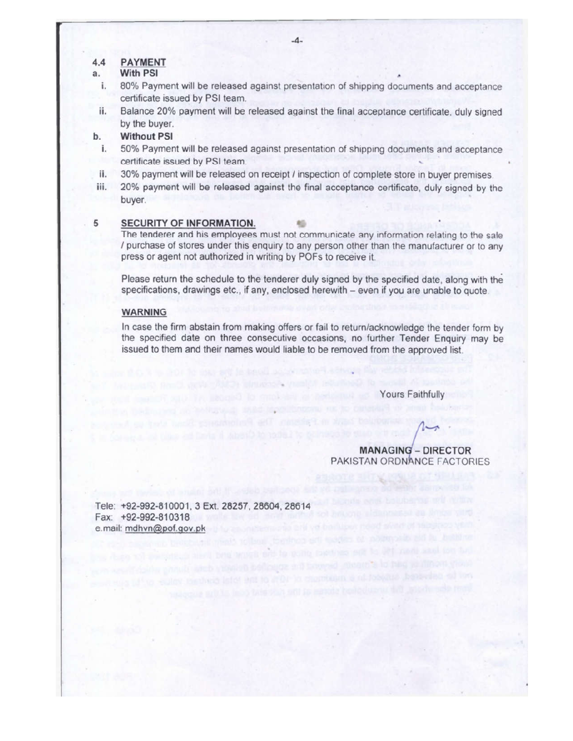### 4.4 PAYMENT

**a. With PSI**

i. 80% Payment will be released against presentation of shipping documents and acceptance certificate issued by PSI team.

ii. Balance 20% payment will be released against the final acceptance certificate, duly signed by the buyer.

**b. Without PSI**

i. 50% Payment will be released against presentation of shipping documents and acceptance certificate issued by PSI team.

ii. 30% payment will be released on receipt / inspection of complete store in buyer premises.

iii. 20% payment will be released against the final acceptance certificate, duly signed by the buyer.

### 5 SECURITY OF INFORMATION.

The tenderer and his employees must not communicate any information relating to the sale / purchase of stores under this enquiry to any person other than the manufacturer or to any press or agent not authorized in writing by POFs to receive it.

Please return the schedule to the tenderer duly signed by the specified date, along with the specifications, drawings etc., if any, enclosed herewith – even if you are unable to quote.

**WARNING**

In case the firm abstain from making offers or fail to return/acknowledge the tender form by the specified date on three consecutive occasions, no further Tender Enquiry may be issued to them and their names would liable to be removed from the approved list.

Yours Faithfully

**MANAGING – DIRECTOR**
PAKISTAN ORDNANCE FACTORIES

Tele: +92-992-810001, 3 Ext. 28257, 28604, 28614
Fax: +92-992-810318
e.mail: mdhvn@pof.gov.pk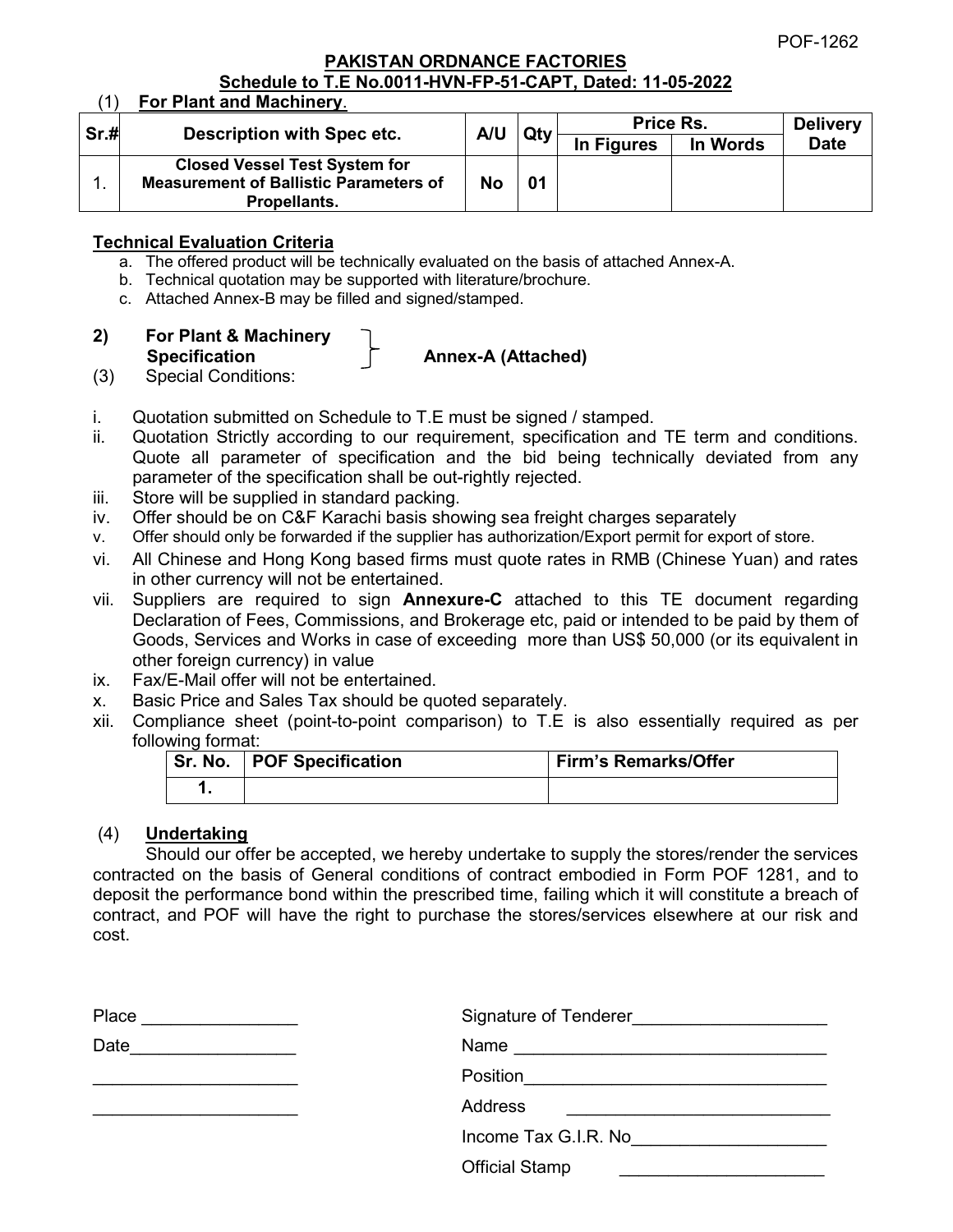POF-1262

**PAKISTAN ORDNANCE FACTORIES**

**Schedule to T.E No.0011-HVN-FP-51-CAPT, Dated: 11-05-2022**

(1) **For Plant and Machinery**.

| Sr.# | Description with Spec etc. | A/U | Qty | Price Rs. | | Delivery Date |
|---|---|---|---|---|---|---|
| | | | | In Figures | In Words | |
| 1. | **Closed Vessel Test System for Measurement of Ballistic Parameters of Propellants.** | **No** | **01** | | | |

**Technical Evaluation Criteria**

a. The offered product will be technically evaluated on the basis of attached Annex-A.
b. Technical quotation may be supported with literature/brochure.
c. Attached Annex-B may be filled and signed/stamped.

**2) For Plant & Machinery Specification** } **Annex-A (Attached)**

(3) Special Conditions:

i. Quotation submitted on Schedule to T.E must be signed / stamped.
ii. Quotation Strictly according to our requirement, specification and TE term and conditions. Quote all parameter of specification and the bid being technically deviated from any parameter of the specification shall be out-rightly rejected.
iii. Store will be supplied in standard packing.
iv. Offer should be on C&F Karachi basis showing sea freight charges separately
v. Offer should only be forwarded if the supplier has authorization/Export permit for export of store.
vi. All Chinese and Hong Kong based firms must quote rates in RMB (Chinese Yuan) and rates in other currency will not be entertained.
vii. Suppliers are required to sign **Annexure-C** attached to this TE document regarding Declaration of Fees, Commissions, and Brokerage etc, paid or intended to be paid by them of Goods, Services and Works in case of exceeding more than US$ 50,000 (or its equivalent in other foreign currency) in value
ix. Fax/E-Mail offer will not be entertained.
x. Basic Price and Sales Tax should be quoted separately.
xii. Compliance sheet (point-to-point comparison) to T.E is also essentially required as per following format:

| Sr. No. | POF Specification | Firm's Remarks/Offer |
|---|---|---|
| 1. | | |

(4) **Undertaking**

Should our offer be accepted, we hereby undertake to supply the stores/render the services contracted on the basis of General conditions of contract embodied in Form POF 1281, and to deposit the performance bond within the prescribed time, failing which it will constitute a breach of contract, and POF will have the right to purchase the stores/services elsewhere at our risk and cost.

Place ________________

Date_________________

_____________________

_____________________

Signature of Tenderer____________________

Name __________________________________

Position_______________________________

Address ____________________________

Income Tax G.I.R. No____________________

Official Stamp ______________________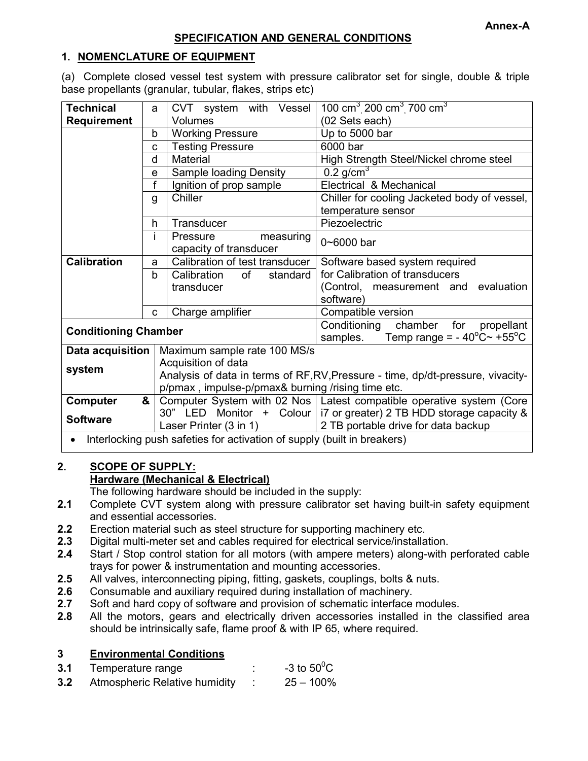**Annex-A**

## SPECIFICATION AND GENERAL CONDITIONS

### 1. NOMENCLATURE OF EQUIPMENT

(a) Complete closed vessel test system with pressure calibrator set for single, double & triple base propellants (granular, tubular, flakes, strips etc)

| | | | |
|---|---|---|---|
| **Technical Requirement** | a | CVT system with Vessel Volumes | 100 $cm^3$, 200 $cm^3$, 700 $cm^3$ (02 Sets each) |
| | b | Working Pressure | Up to 5000 bar |
| | c | Testing Pressure | 6000 bar |
| | d | Material | High Strength Steel/Nickel chrome steel |
| | e | Sample loading Density | 0.2 $g/cm^3$ |
| | f | Ignition of prop sample | Electrical & Mechanical |
| | g | Chiller | Chiller for cooling Jacketed body of vessel, temperature sensor |
| | h | Transducer | Piezoelectric |
| | i | Pressure measuring capacity of transducer | 0~6000 bar |
| **Calibration** | a | Calibration of test transducer | Software based system required for Calibration of transducers (Control, measurement and evaluation software) |
| | b | Calibration of standard transducer | |
| | c | Charge amplifier | Compatible version |
| **Conditioning Chamber** | | | Conditioning chamber for propellant samples. Temp range = - 40°C~ +55°C |
| **Data acquisition system** | Maximum sample rate 100 MS/s<br>Acquisition of data<br>Analysis of data in terms of RF,RV,Pressure - time, dp/dt-pressure, vivacity-p/pmax , impulse-p/pmax& burning /rising time etc. | | |
| **Computer & Software** | Computer System with 02 Nos 30" LED Monitor + Colour Laser Printer (3 in 1) | | Latest compatible operative system (Core i7 or greater) 2 TB HDD storage capacity & 2 TB portable drive for data backup |
| • Interlocking push safeties for activation of supply (built in breakers) | | | |

### 2. SCOPE OF SUPPLY:

**Hardware (Mechanical & Electrical)**

The following hardware should be included in the supply:

**2.1** Complete CVT system along with pressure calibrator set having built-in safety equipment and essential accessories.

**2.2** Erection material such as steel structure for supporting machinery etc.

**2.3** Digital multi-meter set and cables required for electrical service/installation.

**2.4** Start / Stop control station for all motors (with ampere meters) along-with perforated cable trays for power & instrumentation and mounting accessories.

**2.5** All valves, interconnecting piping, fitting, gaskets, couplings, bolts & nuts.

**2.6** Consumable and auxiliary required during installation of machinery.

**2.7** Soft and hard copy of software and provision of schematic interface modules.

**2.8** All the motors, gears and electrically driven accessories installed in the classified area should be intrinsically safe, flame proof & with IP 65, where required.

### 3 Environmental Conditions

**3.1** Temperature range : -3 to 50°C

**3.2** Atmospheric Relative humidity : 25 – 100%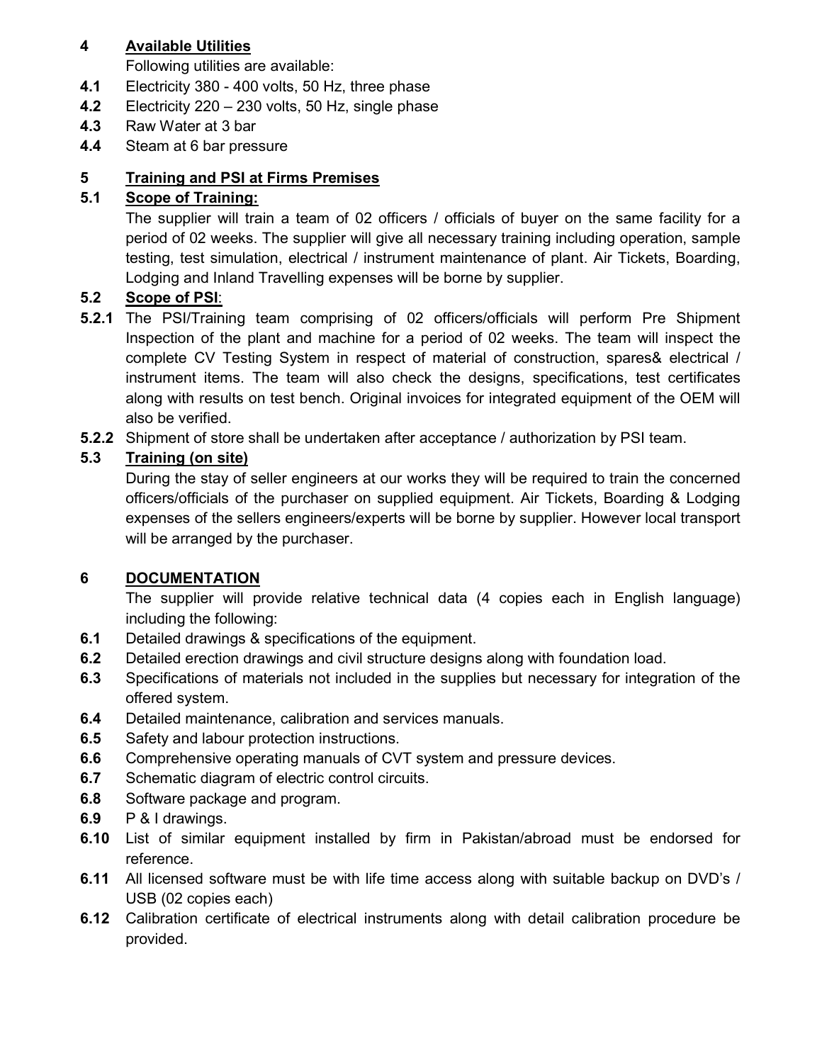## 4 Available Utilities

Following utilities are available:

- **4.1** Electricity 380 - 400 volts, 50 Hz, three phase
- **4.2** Electricity 220 – 230 volts, 50 Hz, single phase
- **4.3** Raw Water at 3 bar
- **4.4** Steam at 6 bar pressure

## 5 Training and PSI at Firms Premises

### 5.1 Scope of Training:

The supplier will train a team of 02 officers / officials of buyer on the same facility for a period of 02 weeks. The supplier will give all necessary training including operation, sample testing, test simulation, electrical / instrument maintenance of plant. Air Tickets, Boarding, Lodging and Inland Travelling expenses will be borne by supplier.

### 5.2 Scope of PSI:

**5.2.1** The PSI/Training team comprising of 02 officers/officials will perform Pre Shipment Inspection of the plant and machine for a period of 02 weeks. The team will inspect the complete CV Testing System in respect of material of construction, spares& electrical / instrument items. The team will also check the designs, specifications, test certificates along with results on test bench. Original invoices for integrated equipment of the OEM will also be verified.

**5.2.2** Shipment of store shall be undertaken after acceptance / authorization by PSI team.

### 5.3 Training (on site)

During the stay of seller engineers at our works they will be required to train the concerned officers/officials of the purchaser on supplied equipment. Air Tickets, Boarding & Lodging expenses of the sellers engineers/experts will be borne by supplier. However local transport will be arranged by the purchaser.

## 6 DOCUMENTATION

The supplier will provide relative technical data (4 copies each in English language) including the following:

- **6.1** Detailed drawings & specifications of the equipment.
- **6.2** Detailed erection drawings and civil structure designs along with foundation load.
- **6.3** Specifications of materials not included in the supplies but necessary for integration of the offered system.
- **6.4** Detailed maintenance, calibration and services manuals.
- **6.5** Safety and labour protection instructions.
- **6.6** Comprehensive operating manuals of CVT system and pressure devices.
- **6.7** Schematic diagram of electric control circuits.
- **6.8** Software package and program.
- **6.9** P & I drawings.
- **6.10** List of similar equipment installed by firm in Pakistan/abroad must be endorsed for reference.
- **6.11** All licensed software must be with life time access along with suitable backup on DVD's / USB (02 copies each)
- **6.12** Calibration certificate of electrical instruments along with detail calibration procedure be provided.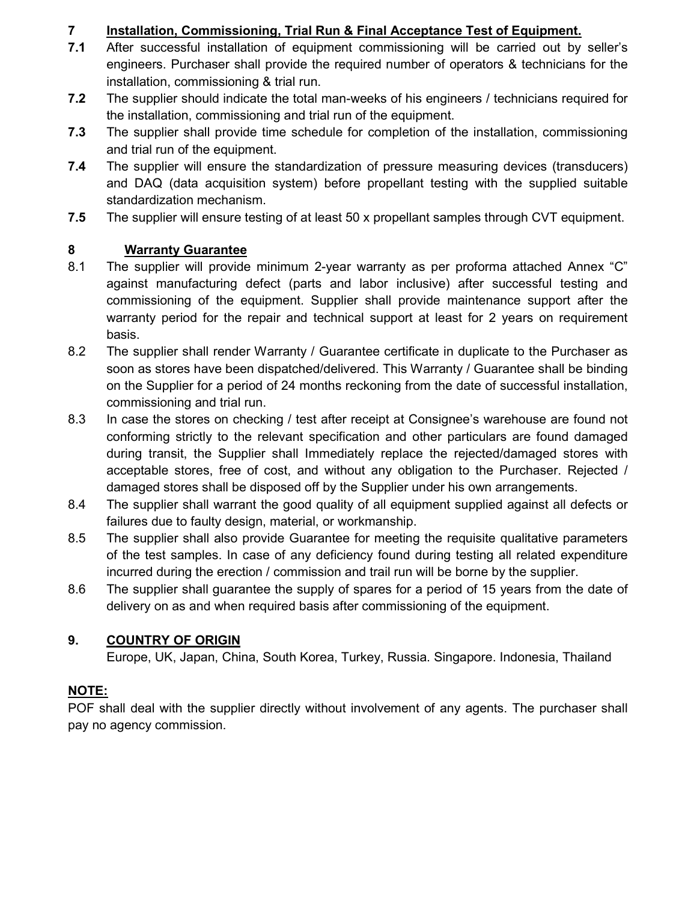## 7 Installation, Commissioning, Trial Run & Final Acceptance Test of Equipment.

**7.1** After successful installation of equipment commissioning will be carried out by seller's engineers. Purchaser shall provide the required number of operators & technicians for the installation, commissioning & trial run.

**7.2** The supplier should indicate the total man-weeks of his engineers / technicians required for the installation, commissioning and trial run of the equipment.

**7.3** The supplier shall provide time schedule for completion of the installation, commissioning and trial run of the equipment.

**7.4** The supplier will ensure the standardization of pressure measuring devices (transducers) and DAQ (data acquisition system) before propellant testing with the supplied suitable standardization mechanism.

**7.5** The supplier will ensure testing of at least 50 x propellant samples through CVT equipment.

## 8 Warranty Guarantee

8.1 The supplier will provide minimum 2-year warranty as per proforma attached Annex "C" against manufacturing defect (parts and labor inclusive) after successful testing and commissioning of the equipment. Supplier shall provide maintenance support after the warranty period for the repair and technical support at least for 2 years on requirement basis.

8.2 The supplier shall render Warranty / Guarantee certificate in duplicate to the Purchaser as soon as stores have been dispatched/delivered. This Warranty / Guarantee shall be binding on the Supplier for a period of 24 months reckoning from the date of successful installation, commissioning and trial run.

8.3 In case the stores on checking / test after receipt at Consignee's warehouse are found not conforming strictly to the relevant specification and other particulars are found damaged during transit, the Supplier shall Immediately replace the rejected/damaged stores with acceptable stores, free of cost, and without any obligation to the Purchaser. Rejected / damaged stores shall be disposed off by the Supplier under his own arrangements.

8.4 The supplier shall warrant the good quality of all equipment supplied against all defects or failures due to faulty design, material, or workmanship.

8.5 The supplier shall also provide Guarantee for meeting the requisite qualitative parameters of the test samples. In case of any deficiency found during testing all related expenditure incurred during the erection / commission and trail run will be borne by the supplier.

8.6 The supplier shall guarantee the supply of spares for a period of 15 years from the date of delivery on as and when required basis after commissioning of the equipment.

## 9. COUNTRY OF ORIGIN

Europe, UK, Japan, China, South Korea, Turkey, Russia. Singapore. Indonesia, Thailand

**NOTE:**

POF shall deal with the supplier directly without involvement of any agents. The purchaser shall pay no agency commission.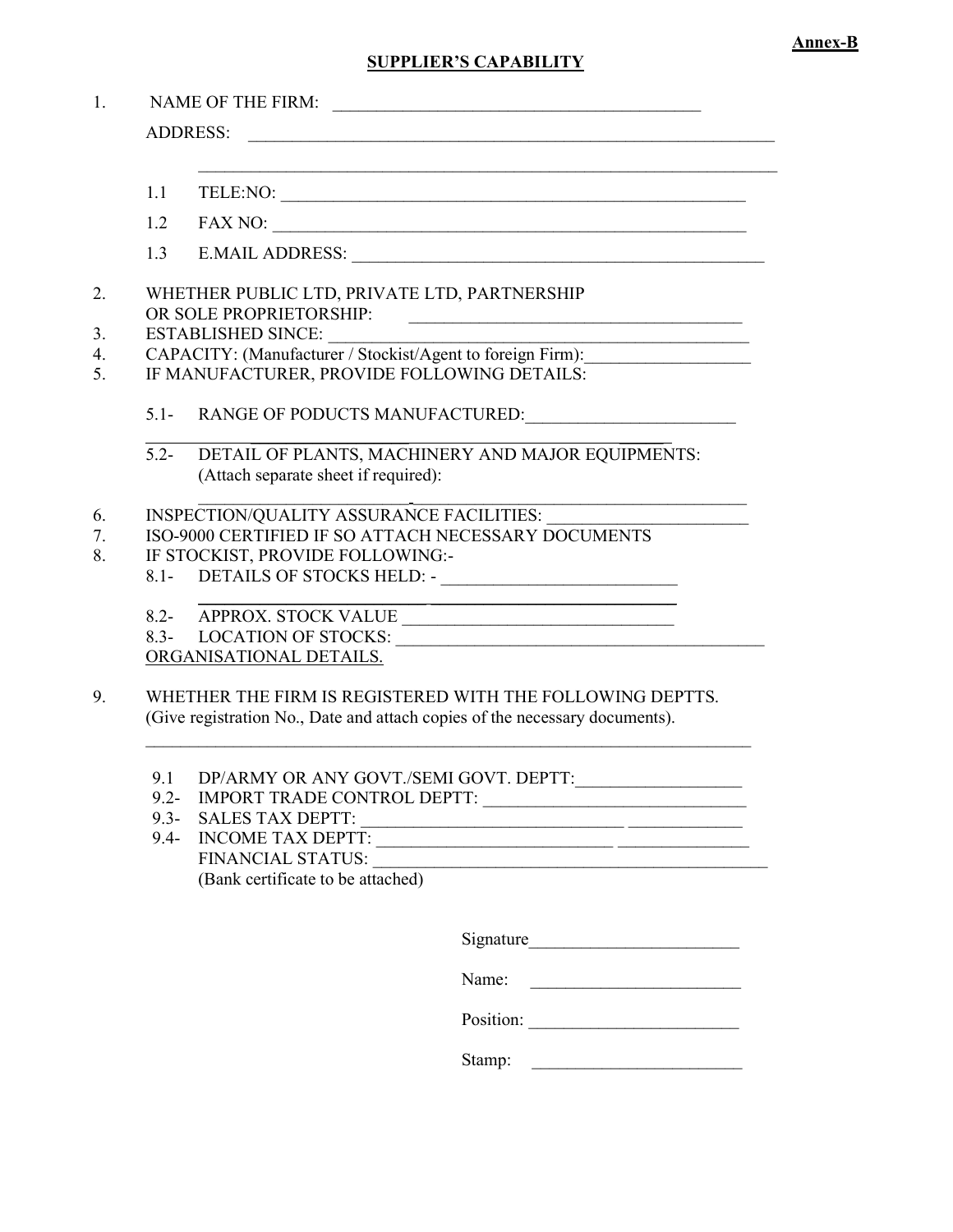**Annex-B**

## SUPPLIER'S CAPABILITY

1. NAME OF THE FIRM: ____________________________________________

   ADDRESS: ________________________________________________________________

   ________________________________________________________________

   1.1 TELE:NO: ________________________________________________________

   1.2 FAX NO: ________________________________________________________

   1.3 E.MAIL ADDRESS: ________________________________________________

2. WHETHER PUBLIC LTD, PRIVATE LTD, PARTNERSHIP OR SOLE PROPRIETORSHIP: ________________________________________
3. ESTABLISHED SINCE: ________________________________________________
4. CAPACITY: (Manufacturer / Stockist/Agent to foreign Firm):__________________
5. IF MANUFACTURER, PROVIDE FOLLOWING DETAILS:

   5.1- RANGE OF PODUCTS MANUFACTURED:________________________

   ________________________________________________________________

   5.2- DETAIL OF PLANTS, MACHINERY AND MAJOR EQUIPMENTS: (Attach separate sheet if required):

   ________________________________________________________________

6. INSPECTION/QUALITY ASSURANCE FACILITIES: _______________________
7. ISO-9000 CERTIFIED IF SO ATTACH NECESSARY DOCUMENTS
8. IF STOCKIST, PROVIDE FOLLOWING:-

   8.1- DETAILS OF STOCKS HELD: - __________________________

   ________________________________________________

   8.2- APPROX. STOCK VALUE ______________________________

   8.3- LOCATION OF STOCKS: ____________________________________________

   ORGANISATIONAL DETAILS.

9. WHETHER THE FIRM IS REGISTERED WITH THE FOLLOWING DEPTTS. (Give registration No., Date and attach copies of the necessary documents).

   ________________________________________________________________

   9.1 DP/ARMY OR ANY GOVT./SEMI GOVT. DEPTT:___________________

   9.2- IMPORT TRADE CONTROL DEPTT: ______________________________

   9.3- SALES TAX DEPTT: ______________________________ _____________

   9.4- INCOME TAX DEPTT: __________________________ _______________

   FINANCIAL STATUS: ____________________________________________

   (Bank certificate to be attached)

Signature________________________

Name: ________________________

Position: ________________________

Stamp: ________________________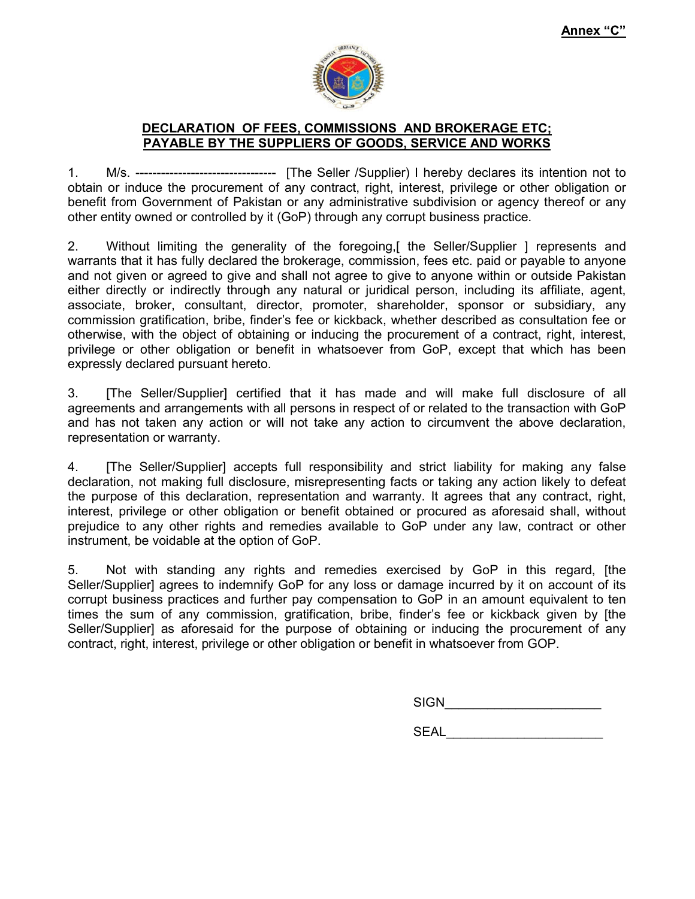**Annex "C"**

**DECLARATION OF FEES, COMMISSIONS AND BROKERAGE ETC; PAYABLE BY THE SUPPLIERS OF GOODS, SERVICE AND WORKS**

1. M/s. --------------------------------- [The Seller /Supplier) I hereby declares its intention not to obtain or induce the procurement of any contract, right, interest, privilege or other obligation or benefit from Government of Pakistan or any administrative subdivision or agency thereof or any other entity owned or controlled by it (GoP) through any corrupt business practice.

2. Without limiting the generality of the foregoing,[ the Seller/Supplier ] represents and warrants that it has fully declared the brokerage, commission, fees etc. paid or payable to anyone and not given or agreed to give and shall not agree to give to anyone within or outside Pakistan either directly or indirectly through any natural or juridical person, including its affiliate, agent, associate, broker, consultant, director, promoter, shareholder, sponsor or subsidiary, any commission gratification, bribe, finder's fee or kickback, whether described as consultation fee or otherwise, with the object of obtaining or inducing the procurement of a contract, right, interest, privilege or other obligation or benefit in whatsoever from GoP, except that which has been expressly declared pursuant hereto.

3. [The Seller/Supplier] certified that it has made and will make full disclosure of all agreements and arrangements with all persons in respect of or related to the transaction with GoP and has not taken any action or will not take any action to circumvent the above declaration, representation or warranty.

4. [The Seller/Supplier] accepts full responsibility and strict liability for making any false declaration, not making full disclosure, misrepresenting facts or taking any action likely to defeat the purpose of this declaration, representation and warranty. It agrees that any contract, right, interest, privilege or other obligation or benefit obtained or procured as aforesaid shall, without prejudice to any other rights and remedies available to GoP under any law, contract or other instrument, be voidable at the option of GoP.

5. Not with standing any rights and remedies exercised by GoP in this regard, [the Seller/Supplier] agrees to indemnify GoP for any loss or damage incurred by it on account of its corrupt business practices and further pay compensation to GoP in an amount equivalent to ten times the sum of any commission, gratification, bribe, finder's fee or kickback given by [the Seller/Supplier] as aforesaid for the purpose of obtaining or inducing the procurement of any contract, right, interest, privilege or other obligation or benefit in whatsoever from GOP.

SIGN_____________________

SEAL_____________________